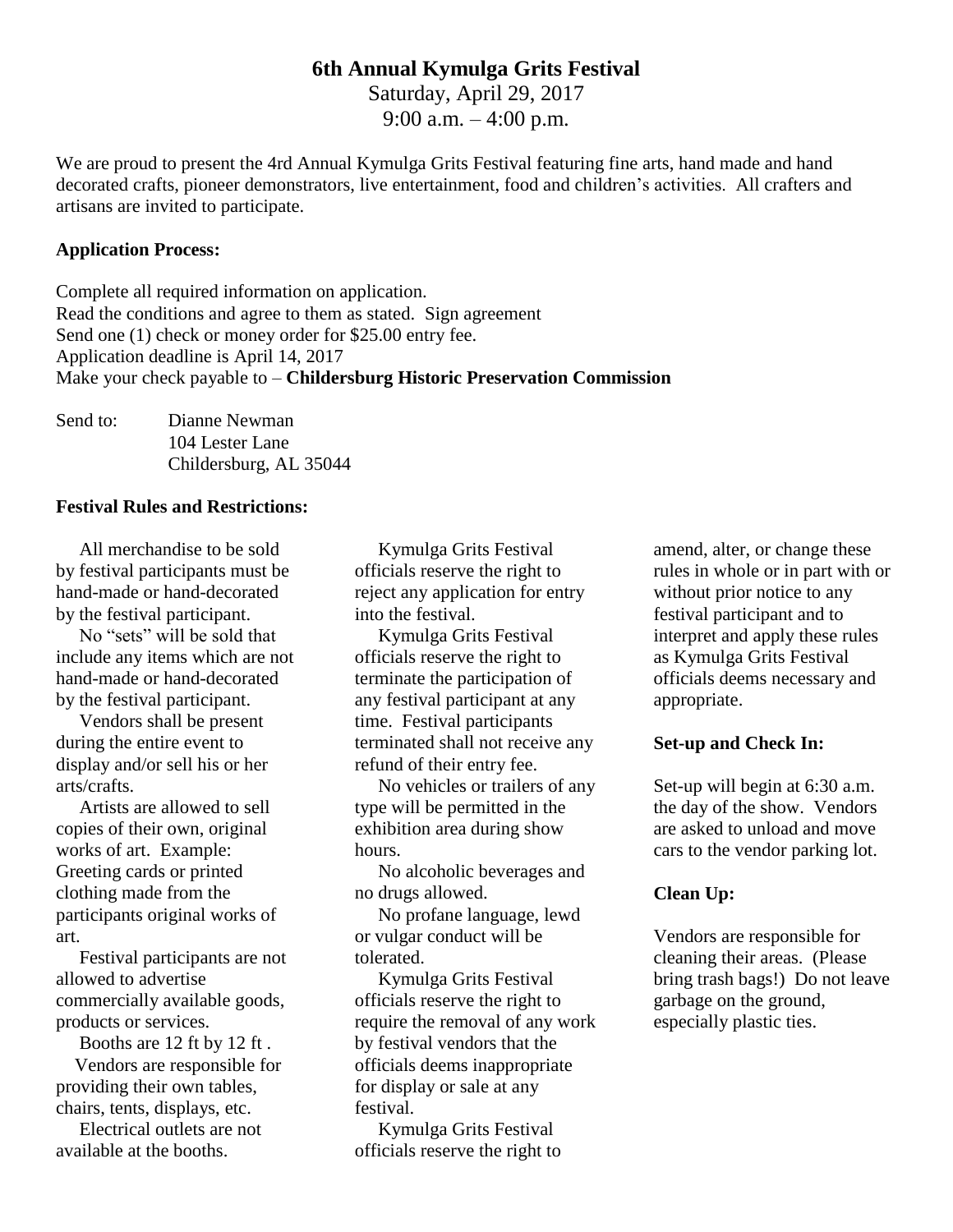# 6th Annual Kymulga Grits Festival

Saturday, April 29, 2017

9:00 a.m. – 4:00 p.m.

We are proud to present the 4rd Annual Kymulga Grits Festival featuring fine arts, hand made and hand decorated crafts, pioneer demonstrators, live entertainment, food and children's activities. All crafters and artisans are invited to participate.

**Application Process:**

Complete all required information on application.
Read the conditions and agree to them as stated. Sign agreement
Send one (1) check or money order for $25.00 entry fee.
Application deadline is April 14, 2017
Make your check payable to – **Childersburg Historic Preservation Commission**

Send to: Dianne Newman
104 Lester Lane
Childersburg, AL 35044

**Festival Rules and Restrictions:**

All merchandise to be sold by festival participants must be hand-made or hand-decorated by the festival participant.

No "sets" will be sold that include any items which are not hand-made or hand-decorated by the festival participant.

Vendors shall be present during the entire event to display and/or sell his or her arts/crafts.

Artists are allowed to sell copies of their own, original works of art. Example: Greeting cards or printed clothing made from the participants original works of art.

Festival participants are not allowed to advertise commercially available goods, products or services.

Booths are 12 ft by 12 ft .

Vendors are responsible for providing their own tables, chairs, tents, displays, etc.

Electrical outlets are not available at the booths.

Kymulga Grits Festival officials reserve the right to reject any application for entry into the festival.

Kymulga Grits Festival officials reserve the right to terminate the participation of any festival participant at any time. Festival participants terminated shall not receive any refund of their entry fee.

No vehicles or trailers of any type will be permitted in the exhibition area during show hours.

No alcoholic beverages and no drugs allowed.

No profane language, lewd or vulgar conduct will be tolerated.

Kymulga Grits Festival officials reserve the right to require the removal of any work by festival vendors that the officials deems inappropriate for display or sale at any festival.

Kymulga Grits Festival officials reserve the right to amend, alter, or change these rules in whole or in part with or without prior notice to any festival participant and to interpret and apply these rules as Kymulga Grits Festival officials deems necessary and appropriate.

**Set-up and Check In:**

Set-up will begin at 6:30 a.m. the day of the show. Vendors are asked to unload and move cars to the vendor parking lot.

**Clean Up:**

Vendors are responsible for cleaning their areas. (Please bring trash bags!) Do not leave garbage on the ground, especially plastic ties.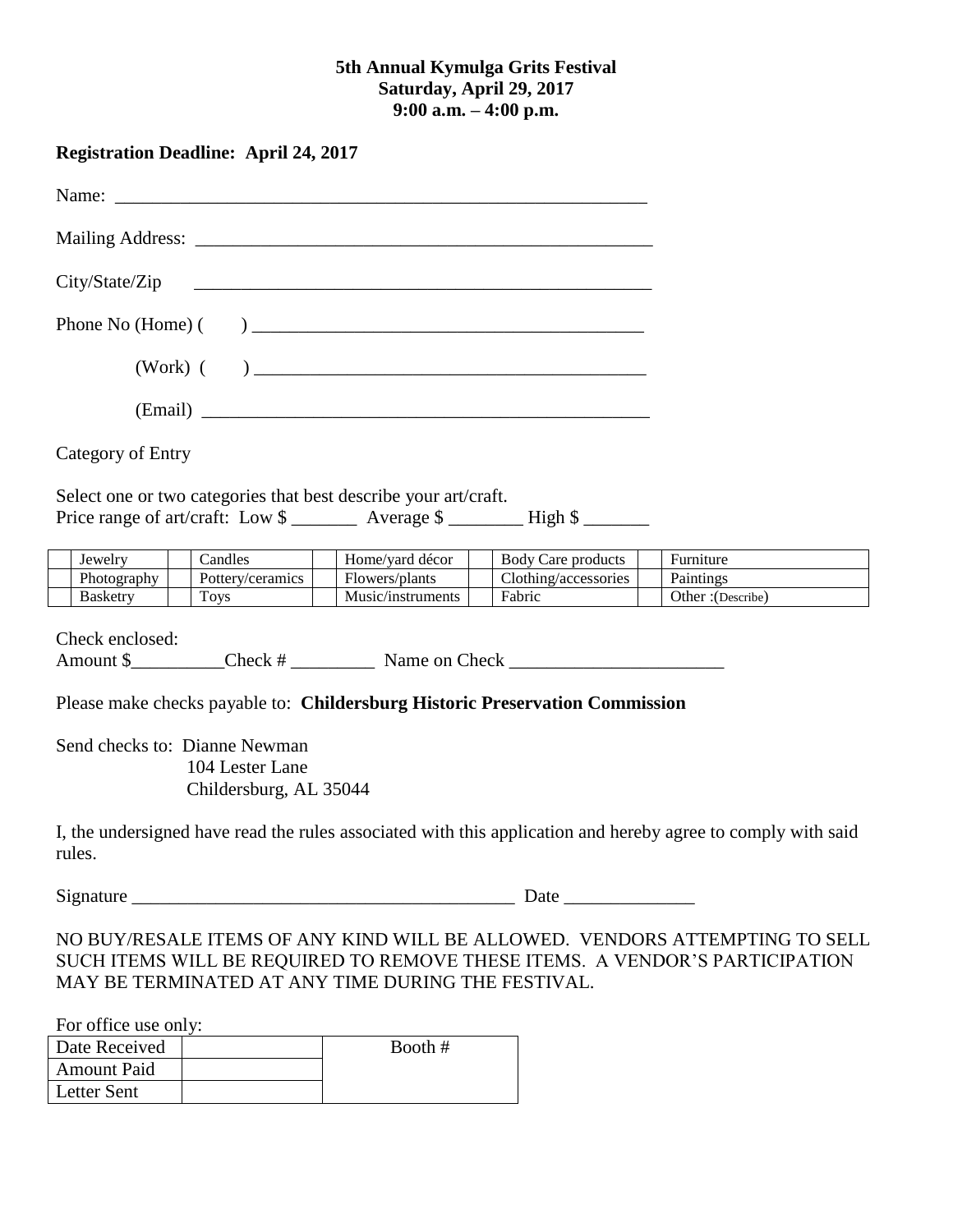**5th Annual Kymulga Grits Festival**
**Saturday, April 29, 2017**
**9:00 a.m. – 4:00 p.m.**

**Registration Deadline: April 24, 2017**

Name: ___________________________________________________________

Mailing Address: ___________________________________________________

City/State/Zip ___________________________________________________

Phone No (Home) ( ) __________________________________________

(Work) ( ) __________________________________________

(Email) _______________________________________________

Category of Entry

Select one or two categories that best describe your art/craft.
Price range of art/craft: Low $ _______ Average $ ________ High $ _______

| | | | | | | | | | |
|---|---|---|---|---|---|---|---|---|---|
| | Jewelry | | Candles | | Home/yard décor | | Body Care products | | Furniture |
| | Photography | | Pottery/ceramics | | Flowers/plants | | Clothing/accessories | | Paintings |
| | Basketry | | Toys | | Music/instruments | | Fabric | | Other :(Describe) |

Check enclosed:
Amount $__________Check # _________ Name on Check _______________________

Please make checks payable to: **Childersburg Historic Preservation Commission**

Send checks to: Dianne Newman
104 Lester Lane
Childersburg, AL 35044

I, the undersigned have read the rules associated with this application and hereby agree to comply with said rules.

Signature _________________________________________ Date ______________

NO BUY/RESALE ITEMS OF ANY KIND WILL BE ALLOWED. VENDORS ATTEMPTING TO SELL SUCH ITEMS WILL BE REQUIRED TO REMOVE THESE ITEMS. A VENDOR'S PARTICIPATION MAY BE TERMINATED AT ANY TIME DURING THE FESTIVAL.

For office use only:

| | | |
|---|---|---|
| Date Received | | Booth # |
| Amount Paid | | |
| Letter Sent | | |